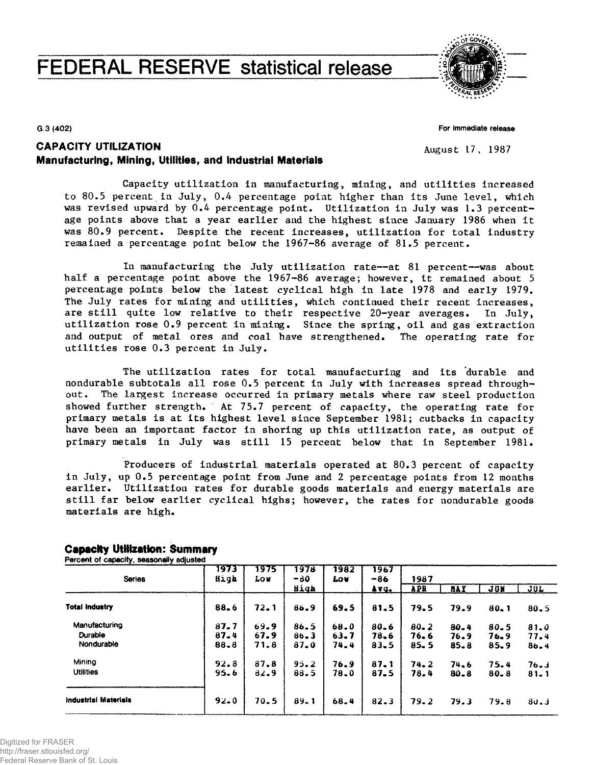# FEDERAL RESERVE statistical release

G.3 (402)

For immediate release

## CAPACITY UTILIZATION
### Manufacturing, Mining, Utilities, and Industrial Materials

August 17, 1987

Capacity utilization in manufacturing, mining, and utilities increased to 80.5 percent in July, 0.4 percentage point higher than its June level, which was revised upward by 0.4 percentage point. Utilization in July was 1.3 percentage points above that a year earlier and the highest since January 1986 when it was 80.9 percent. Despite the recent increases, utilization for total industry remained a percentage point below the 1967-86 average of 81.5 percent.

In manufacturing the July utilization rate—at 81 percent—was about half a percentage point above the 1967-86 average; however, it remained about 5 percentage points below the latest cyclical high in late 1978 and early 1979. The July rates for mining and utilities, which continued their recent increases, are still quite low relative to their respective 20-year averages. In July, utilization rose 0.9 percent in mining. Since the spring, oil and gas extraction and output of metal ores and coal have strengthened. The operating rate for utilities rose 0.3 percent in July.

The utilization rates for total manufacturing and its durable and nondurable subtotals all rose 0.5 percent in July with increases spread throughout. The largest increase occurred in primary metals where raw steel production showed further strength. At 75.7 percent of capacity, the operating rate for primary metals is at its highest level since September 1981; cutbacks in capacity have been an important factor in shoring up this utilization rate, as output of primary metals in July was still 15 percent below that in September 1981.

Producers of industrial materials operated at 80.3 percent of capacity in July, up 0.5 percentage point from June and 2 percentage points from 12 months earlier. Utilization rates for durable goods materials and energy materials are still far below earlier cyclical highs; however, the rates for nondurable goods materials are high.

**Capacity Utilization: Summary**
Percent of capacity, seasonally adjusted

| Series | 1973 High | 1975 Low | 1978-80 High | 1982 Low | 1967-86 Avg. | 1987 APR | MAY | JUN | JUL |
|---|---|---|---|---|---|---|---|---|---|
| **Total Industry** | 88.6 | 72.1 | 86.9 | 69.5 | 81.5 | 79.5 | 79.9 | 80.1 | 80.5 |
| Manufacturing | 87.7 | 69.9 | 86.5 | 68.0 | 80.6 | 80.2 | 80.4 | 80.5 | 81.0 |
| Durable | 87.4 | 67.9 | 86.3 | 63.7 | 78.6 | 76.6 | 76.9 | 76.9 | 77.4 |
| Nondurable | 88.8 | 71.8 | 87.0 | 74.4 | 83.5 | 85.5 | 85.8 | 85.9 | 86.4 |
| Mining | 92.8 | 87.8 | 95.2 | 76.9 | 87.1 | 74.2 | 74.6 | 75.4 | 76.3 |
| Utilities | 95.6 | 82.9 | 88.5 | 78.0 | 87.5 | 78.4 | 80.8 | 80.8 | 81.1 |
| **Industrial Materials** | 92.0 | 70.5 | 89.1 | 68.4 | 82.3 | 79.2 | 79.3 | 79.8 | 80.3 |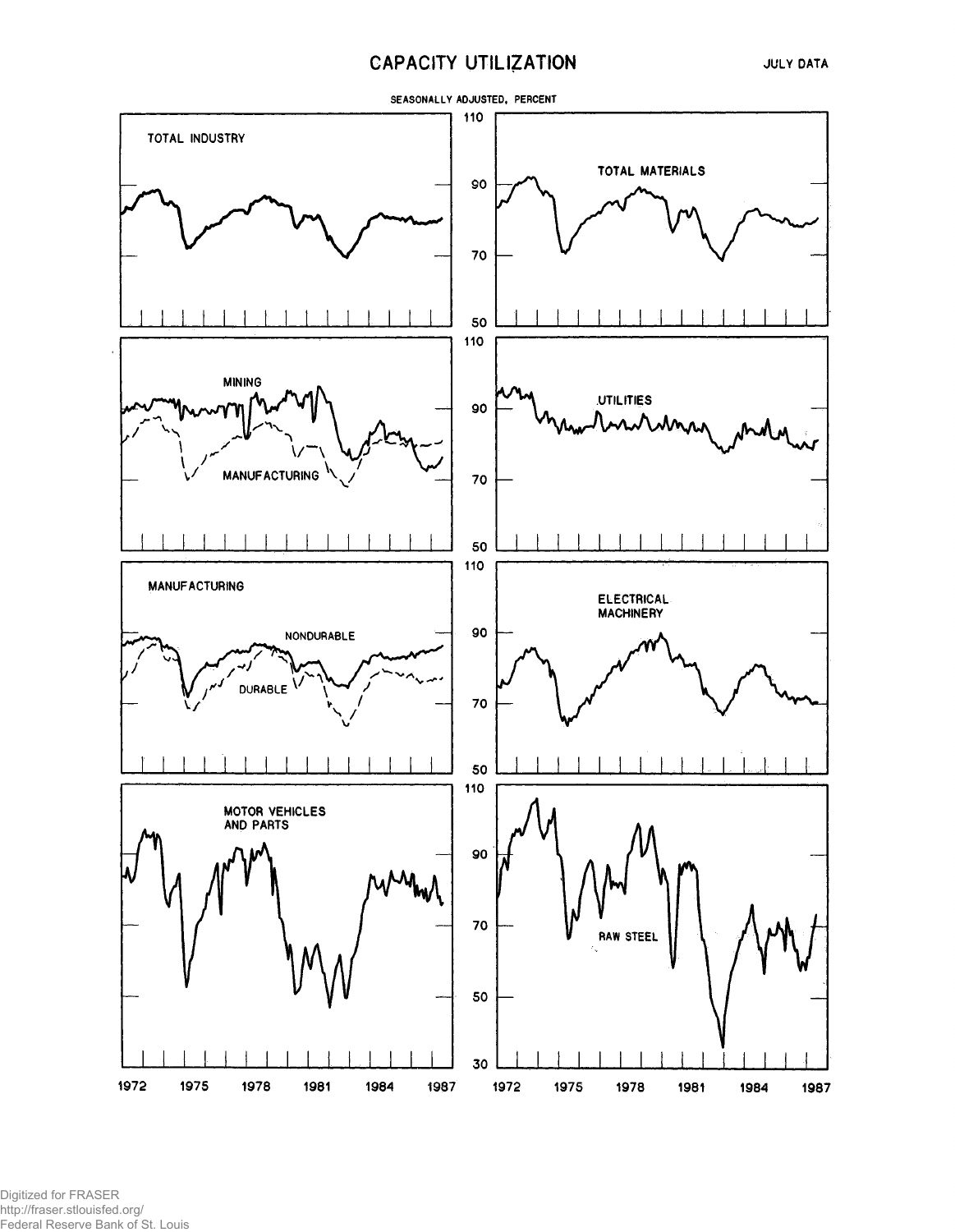# CAPACITY UTILIZATION

JULY DATA

SEASONALLY ADJUSTED, PERCENT

TOTAL INDUSTRY

TOTAL MATERIALS

MINING

MANUFACTURING

UTILITIES

MANUFACTURING

NONDURABLE

DURABLE

ELECTRICAL MACHINERY

MOTOR VEHICLES AND PARTS

RAW STEEL

1972 1975 1978 1981 1984 1987

1972 1975 1978 1981 1984 1987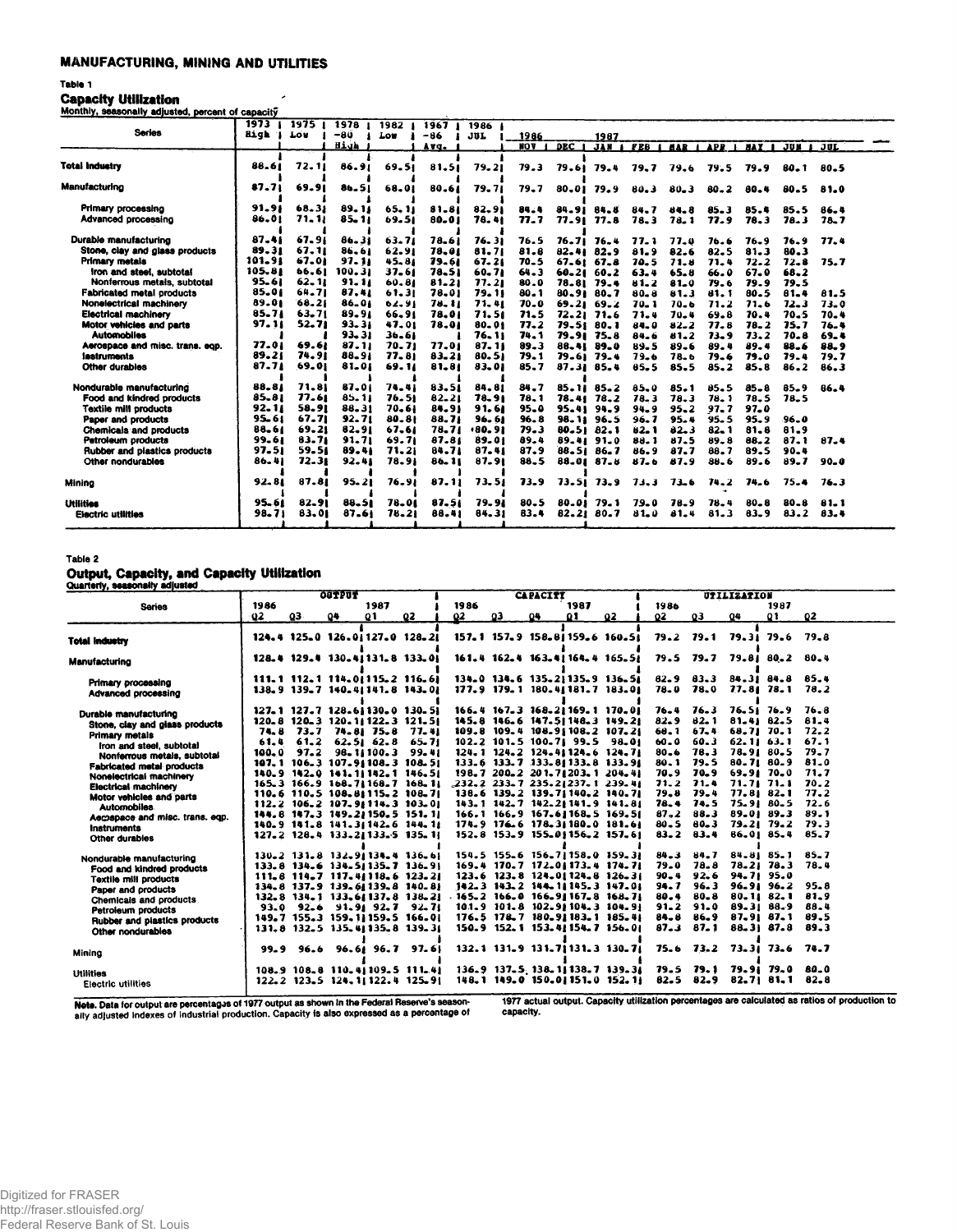## MANUFACTURING, MINING AND UTILITIES

### Table 1

### Capacity Utilization

Monthly, seasonally adjusted, percent of capacity

| Series | 1973 High | 1975 Low | 1978-80 High | 1982 Low | 1967-86 Avg. | 1986 JUL | 1986 NOV | 1986 DEC | 1987 JAN | 1987 FEB | 1987 MAR | 1987 APR | 1987 MAY | 1987 JUN | 1987 JUL |
|---|---|---|---|---|---|---|---|---|---|---|---|---|---|---|---|
| **Total Industry** | 88.6 | 72.1 | 86.9 | 69.5 | 81.5 | 79.2 | 79.3 | 79.6 | 79.4 | 79.7 | 79.6 | 79.5 | 79.9 | 80.1 | 80.5 |
| **Manufacturing** | 87.7 | 69.9 | 86.5 | 68.0 | 80.6 | 79.7 | 79.7 | 80.0 | 79.9 | 80.3 | 80.3 | 80.2 | 80.4 | 80.5 | 81.0 |
| Primary processing | 91.9 | 68.3 | 89.1 | 65.1 | 81.8 | 82.9 | 84.4 | 84.9 | 84.8 | 84.7 | 84.8 | 85.3 | 85.4 | 85.5 | 86.4 |
| Advanced processing | 86.0 | 71.1 | 85.1 | 69.5 | 80.0 | 78.4 | 77.7 | 77.9 | 77.8 | 78.3 | 78.1 | 77.9 | 78.3 | 78.3 | 78.7 |
| Durable manufacturing | 87.4 | 67.9 | 86.3 | 63.7 | 78.6 | 76.3 | 76.5 | 76.7 | 76.4 | 77.1 | 77.0 | 76.6 | 76.9 | 76.9 | 77.4 |
| Stone, clay and glass products | 89.3 | 67.1 | 86.6 | 62.9 | 78.0 | 81.7 | 81.8 | 82.4 | 82.9 | 81.9 | 82.6 | 82.5 | 81.3 | 80.3 | |
| Primary metals | 101.9 | 67.0 | 97.1 | 45.8 | 79.6 | 67.2 | 70.5 | 67.6 | 67.8 | 70.5 | 71.8 | 71.4 | 72.2 | 72.8 | 75.7 |
| Iron and steel, subtotal | 105.8 | 66.6 | 100.3 | 37.6 | 78.5 | 60.7 | 64.3 | 60.2 | 60.2 | 63.4 | 65.8 | 66.0 | 67.0 | 68.2 | |
| Nonferrous metals, subtotal | 95.6 | 62.1 | 91.1 | 60.8 | 81.2 | 77.2 | 80.0 | 78.8 | 79.4 | 81.2 | 81.0 | 79.6 | 79.9 | 79.5 | |
| Fabricated metal products | 85.0 | 64.7 | 87.4 | 61.3 | 78.0 | 79.1 | 80.1 | 80.9 | 80.7 | 80.8 | 81.3 | 81.1 | 80.5 | 81.4 | 81.5 |
| Nonelectrical machinery | 89.0 | 68.2 | 86.0 | 62.9 | 78.1 | 71.4 | 70.0 | 69.2 | 69.2 | 70.1 | 70.6 | 71.2 | 71.6 | 72.3 | 73.0 |
| Electrical machinery | 85.7 | 63.7 | 89.9 | 66.9 | 78.0 | 71.5 | 71.5 | 72.2 | 71.6 | 71.4 | 70.4 | 69.8 | 70.4 | 70.5 | 70.4 |
| Motor vehicles and parts | 97.1 | 52.7 | 93.3 | 47.0 | 78.0 | 80.0 | 77.2 | 79.5 | 80.1 | 84.0 | 82.2 | 77.8 | 78.2 | 75.7 | 76.4 |
| Automobiles | | | 93.3 | 36.6 | | 76.1 | 74.1 | 79.9 | 75.8 | 84.6 | 81.2 | 73.9 | 73.2 | 70.8 | 69.4 |
| Aerospace and misc. trans. eqp. | 77.0 | 69.6 | 87.1 | 70.7 | 77.0 | 87.1 | 89.3 | 88.4 | 89.0 | 89.5 | 89.6 | 89.4 | 89.4 | 88.6 | 88.9 |
| Instruments | 89.2 | 74.9 | 88.9 | 77.8 | 83.2 | 80.5 | 79.1 | 79.6 | 79.4 | 79.6 | 78.6 | 79.6 | 79.0 | 79.4 | 79.7 |
| Other durables | 87.7 | 69.0 | 81.0 | 69.1 | 81.8 | 83.0 | 85.7 | 87.3 | 85.4 | 85.5 | 85.5 | 85.2 | 85.8 | 86.2 | 86.3 |
| Nondurable manufacturing | 88.8 | 71.8 | 87.0 | 74.4 | 83.5 | 84.8 | 84.7 | 85.1 | 85.2 | 85.0 | 85.1 | 85.5 | 85.8 | 85.9 | 86.4 |
| Food and kindred products | 85.8 | 77.6 | 85.1 | 76.5 | 82.2 | 78.9 | 78.1 | 78.4 | 78.2 | 78.3 | 78.3 | 78.1 | 78.5 | 78.5 | |
| Textile mill products | 92.1 | 58.9 | 88.3 | 70.6 | 84.9 | 91.6 | 95.0 | 95.4 | 94.9 | 94.9 | 95.2 | 97.7 | 97.0 | | |
| Paper and products | 95.6 | 67.7 | 92.7 | 80.8 | 88.7 | 96.6 | 96.8 | 98.1 | 96.5 | 96.7 | 95.4 | 95.5 | 95.9 | 96.0 | |
| Chemicals and products | 88.6 | 69.2 | 82.9 | 67.6 | 78.7 | 80.9 | 79.3 | 80.5 | 82.1 | 82.1 | 82.3 | 82.1 | 81.8 | 81.9 | |
| Petroleum products | 99.6 | 83.7 | 91.7 | 69.7 | 87.8 | 89.0 | 89.4 | 89.4 | 91.0 | 88.1 | 87.5 | 89.8 | 88.2 | 87.1 | 87.4 |
| Rubber and plastics products | 97.5 | 59.5 | 89.4 | 71.2 | 84.7 | 87.4 | 87.9 | 88.5 | 86.7 | 86.9 | 87.7 | 88.7 | 89.5 | 90.4 | |
| Other nondurables | 86.4 | 72.3 | 92.4 | 78.9 | 86.1 | 87.9 | 88.5 | 88.0 | 87.8 | 87.6 | 87.9 | 88.6 | 89.6 | 89.7 | 90.0 |
| **Mining** | 92.8 | 87.8 | 95.2 | 76.9 | 87.1 | 73.5 | 73.9 | 73.5 | 73.9 | 73.3 | 73.6 | 74.2 | 74.6 | 75.4 | 76.3 |
| **Utilities** | 95.6 | 82.9 | 88.5 | 78.0 | 87.5 | 79.9 | 80.5 | 80.0 | 79.1 | 79.0 | 78.9 | 78.4 | 80.8 | 80.8 | 81.1 |
| Electric utilities | 98.7 | 83.0 | 87.6 | 78.2 | 88.4 | 84.3 | 83.4 | 82.2 | 80.7 | 81.0 | 81.4 | 81.3 | 83.9 | 83.2 | 83.4 |

### Table 2

### Output, Capacity, and Capacity Utilization

Quarterly, seasonally adjusted

| Series | OUTPUT 1986 Q2 | Q3 | Q4 | 1987 Q1 | Q2 | CAPACITY 1986 Q2 | Q3 | Q4 | 1987 Q1 | Q2 | UTILIZATION 1986 Q2 | Q3 | Q4 | 1987 Q1 | Q2 |
|---|---|---|---|---|---|---|---|---|---|---|---|---|---|---|---|
| **Total Industry** | 124.4 | 125.0 | 126.0 | 127.0 | 128.2 | 157.1 | 157.9 | 158.8 | 159.6 | 160.5 | 79.2 | 79.1 | 79.3 | 79.6 | 79.8 |
| **Manufacturing** | 128.4 | 129.4 | 130.4 | 131.8 | 133.0 | 161.4 | 162.4 | 163.4 | 164.4 | 165.5 | 79.5 | 79.7 | 79.8 | 80.2 | 80.4 |
| Primary processing | 111.1 | 112.1 | 114.0 | 115.2 | 116.6 | 134.0 | 134.6 | 135.2 | 135.9 | 136.5 | 82.9 | 83.3 | 84.3 | 84.8 | 85.4 |
| Advanced processing | 138.9 | 139.7 | 140.4 | 141.8 | 143.0 | 177.9 | 179.1 | 180.4 | 181.7 | 183.0 | 78.0 | 78.0 | 77.8 | 78.1 | 78.2 |
| Durable manufacturing | 127.1 | 127.7 | 128.6 | 130.0 | 130.5 | 166.4 | 167.3 | 168.2 | 169.1 | 170.0 | 76.4 | 76.3 | 76.5 | 76.9 | 76.8 |
| Stone, clay and glass products | 120.8 | 120.3 | 120.1 | 122.3 | 121.5 | 145.8 | 146.6 | 147.5 | 148.3 | 149.2 | 82.9 | 82.1 | 81.4 | 82.5 | 81.4 |
| Primary metals | 74.8 | 73.7 | 74.8 | 75.8 | 77.4 | 109.8 | 109.4 | 108.9 | 108.2 | 107.2 | 68.1 | 67.4 | 68.7 | 70.1 | 72.2 |
| Iron and steel, subtotal | 61.4 | 61.2 | 62.5 | 62.8 | 65.7 | 102.2 | 101.5 | 100.7 | 99.5 | 98.0 | 60.0 | 60.3 | 62.1 | 63.1 | 67.1 |
| Nonferrous metals, subtotal | 100.0 | 97.2 | 98.1 | 100.3 | 99.4 | 124.1 | 124.2 | 124.4 | 124.6 | 124.7 | 80.6 | 78.3 | 78.9 | 80.5 | 79.7 |
| Fabricated metal products | 107.1 | 106.3 | 107.9 | 108.3 | 108.5 | 133.6 | 133.7 | 133.8 | 133.8 | 133.9 | 80.1 | 79.5 | 80.7 | 80.9 | 81.0 |
| Nonelectrical machinery | 140.9 | 142.0 | 141.1 | 142.1 | 146.5 | 198.7 | 200.2 | 201.7 | 203.1 | 204.4 | 70.9 | 70.9 | 69.9 | 70.0 | 71.7 |
| Electrical machinery | 165.3 | 166.9 | 168.7 | 168.7 | 168.1 | 232.2 | 233.7 | 235.2 | 237.1 | 239.4 | 71.2 | 71.4 | 71.7 | 71.1 | 70.2 |
| Motor vehicles and parts | 110.6 | 110.5 | 108.8 | 115.2 | 108.7 | 138.6 | 139.2 | 139.7 | 140.2 | 140.7 | 79.8 | 79.4 | 77.8 | 82.1 | 77.2 |
| Automobiles | 112.2 | 106.2 | 107.9 | 114.3 | 103.0 | 143.1 | 142.7 | 142.2 | 141.9 | 141.8 | 78.4 | 74.5 | 75.9 | 80.5 | 72.6 |
| Aerospace and misc. trans. eqp. | 144.8 | 147.3 | 149.2 | 150.5 | 151.1 | 166.1 | 166.9 | 167.6 | 168.5 | 169.5 | 87.2 | 88.3 | 89.0 | 89.3 | 89.1 |
| Instruments | 140.9 | 141.8 | 141.3 | 142.6 | 144.1 | 174.9 | 176.6 | 178.3 | 180.0 | 181.6 | 80.5 | 80.3 | 79.2 | 79.2 | 79.3 |
| Other durables | 127.2 | 128.4 | 133.2 | 133.5 | 135.1 | 152.8 | 153.9 | 155.0 | 156.2 | 157.6 | 83.2 | 83.4 | 86.0 | 85.4 | 85.7 |
| Nondurable manufacturing | 130.2 | 131.8 | 132.9 | 134.4 | 136.6 | 154.5 | 155.6 | 156.7 | 158.0 | 159.3 | 84.3 | 84.7 | 84.8 | 85.1 | 85.7 |
| Food and kindred products | 133.8 | 134.6 | 134.5 | 135.7 | 136.9 | 169.4 | 170.7 | 172.0 | 173.4 | 174.7 | 79.0 | 78.8 | 78.2 | 78.3 | 78.4 |
| Textile mill products | 111.8 | 114.7 | 117.4 | 118.6 | 123.2 | 123.6 | 123.8 | 124.0 | 124.8 | 126.3 | 90.4 | 92.6 | 94.7 | 95.0 | |
| Paper and products | 134.8 | 137.9 | 139.6 | 139.8 | 140.8 | 142.3 | 143.2 | 144.1 | 145.3 | 147.0 | 94.7 | 96.3 | 96.9 | 96.2 | 95.8 |
| Chemicals and products | 132.8 | 134.1 | 133.6 | 137.8 | 138.2 | 165.2 | 166.0 | 166.9 | 167.8 | 168.7 | 80.4 | 80.8 | 80.1 | 82.1 | 81.9 |
| Petroleum products | 93.0 | 92.6 | 91.9 | 92.7 | 92.7 | 101.9 | 101.8 | 102.9 | 104.3 | 104.9 | 91.2 | 91.0 | 89.3 | 88.9 | 88.4 |
| Rubber and plastics products | 149.7 | 155.3 | 159.1 | 159.5 | 166.0 | 176.5 | 178.7 | 180.9 | 183.1 | 185.4 | 84.8 | 86.9 | 87.9 | 87.1 | 89.5 |
| Other nondurables | 131.8 | 132.5 | 135.4 | 135.8 | 139.3 | 150.9 | 152.1 | 153.4 | 154.7 | 156.0 | 87.3 | 87.1 | 88.3 | 87.8 | 89.3 |
| **Mining** | 99.9 | 96.6 | 96.6 | 96.7 | 97.6 | 132.1 | 131.9 | 131.7 | 131.3 | 130.7 | 75.6 | 73.2 | 73.3 | 73.6 | 74.7 |
| **Utilities** | 108.9 | 108.8 | 110.4 | 109.5 | 111.4 | 136.9 | 137.5 | 138.1 | 138.7 | 139.3 | 79.5 | 79.1 | 79.9 | 79.0 | 80.0 |
| Electric utilities | 122.2 | 123.5 | 124.1 | 122.4 | 125.9 | 148.1 | 149.0 | 150.0 | 151.0 | 152.1 | 82.5 | 82.9 | 82.7 | 81.1 | 82.8 |

**Note.** Data for output are percentages of 1977 output as shown in the Federal Reserve's seasonally adjusted indexes of industrial production. Capacity is also expressed as a percentage of 1977 actual output. Capacity utilization percentages are calculated as ratios of production to capacity.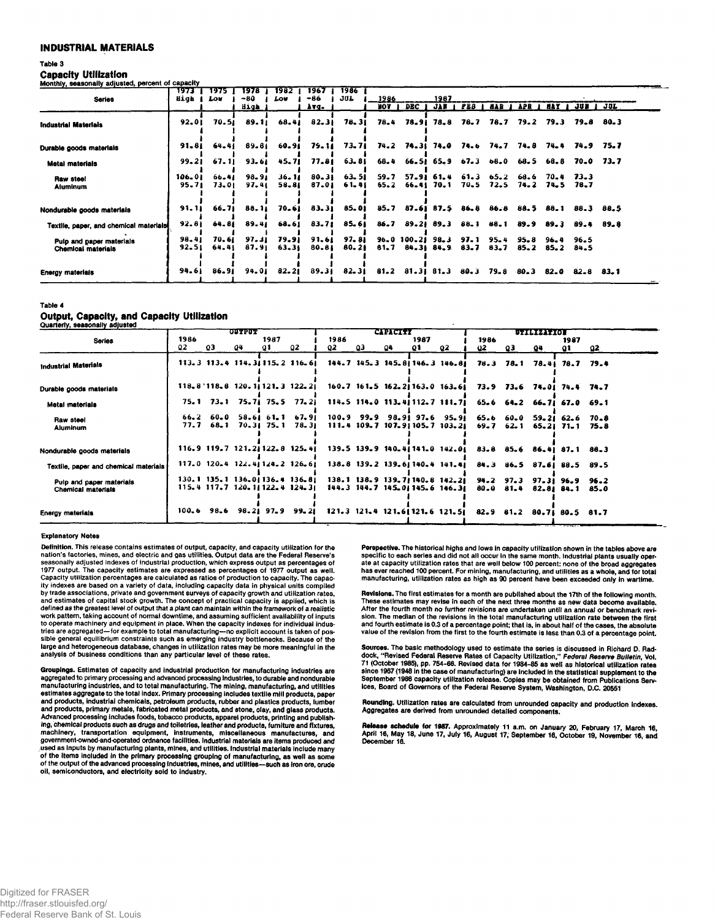## INDUSTRIAL MATERIALS

### Table 3

### Capacity Utilization

Monthly, seasonally adjusted, percent of capacity

| Series | 1973 High | 1975 Low | 1978-80 High | 1982 Low | 1967-86 Avg. | 1986 JUL | 1986 NOV | DEC | 1987 JAN | FEB | MAR | APR | MAY | JUN | JUL |
|---|---|---|---|---|---|---|---|---|---|---|---|---|---|---|---|
| Industrial Materials | 92.0 | 70.5 | 89.1 | 68.4 | 82.3 | 78.3 | 78.4 | 78.9 | 78.8 | 78.7 | 78.7 | 79.2 | 79.3 | 79.8 | 80.3 |
| Durable goods materials | 91.8 | 64.4 | 89.8 | 60.9 | 79.1 | 73.7 | 74.2 | 74.3 | 74.0 | 74.6 | 74.7 | 74.8 | 74.4 | 74.9 | 75.7 |
| Metal materials | 99.2 | 67.1 | 93.6 | 45.7 | 77.8 | 63.8 | 68.4 | 66.5 | 65.9 | 67.3 | 68.0 | 68.5 | 68.8 | 70.0 | 73.7 |
| Raw steel | 106.0 | 66.4 | 98.9 | 36.1 | 80.3 | 63.5 | 59.7 | 57.9 | 61.4 | 61.3 | 65.2 | 68.6 | 70.4 | 73.3 | |
| Aluminum | 95.7 | 73.0 | 97.4 | 58.8 | 87.0 | 61.4 | 65.2 | 66.4 | 70.1 | 70.5 | 72.5 | 74.2 | 74.5 | 78.7 | |
| Nondurable goods materials | 91.1 | 66.7 | 88.1 | 70.6 | 83.3 | 85.0 | 85.7 | 87.6 | 87.5 | 86.8 | 86.8 | 88.5 | 88.1 | 88.3 | 88.5 |
| Textile, paper, and chemical materials | 92.8 | 64.8 | 89.4 | 68.6 | 83.7 | 85.6 | 86.7 | 89.2 | 89.3 | 88.1 | 88.1 | 89.9 | 89.3 | 89.4 | 89.8 |
| Pulp and paper materials | 98.4 | 70.6 | 97.3 | 79.9 | 91.6 | 97.8 | 96.0 | 100.2 | 98.3 | 97.1 | 95.4 | 95.8 | 96.4 | 96.5 | |
| Chemical materials | 92.5 | 64.4 | 87.9 | 63.3 | 80.8 | 80.2 | 81.7 | 84.3 | 84.9 | 83.7 | 83.7 | 85.2 | 85.2 | 84.5 | |
| Energy materials | 94.6 | 86.9 | 94.0 | 82.2 | 89.3 | 82.3 | 81.2 | 81.3 | 81.3 | 80.3 | 79.8 | 80.3 | 82.0 | 82.8 | 83.1 |

### Table 4

### Output, Capacity, and Capacity Utilization

Quarterly, seasonally adjusted

| Series | OUTPUT 1986 Q2 | Q3 | Q4 | 1987 Q1 | Q2 | CAPACITY 1986 Q2 | Q3 | Q4 | 1987 Q1 | Q2 | UTILIZATION 1986 Q2 | Q3 | Q4 | 1987 Q1 | Q2 |
|---|---|---|---|---|---|---|---|---|---|---|---|---|---|---|---|
| Industrial Materials | 113.3 | 113.4 | 114.3 | 115.2 | 116.6 | 144.7 | 145.3 | 145.8 | 146.3 | 146.8 | 78.3 | 78.1 | 78.4 | 78.7 | 79.4 |
| Durable goods materials | 118.8 | 118.8 | 120.1 | 121.3 | 122.2 | 160.7 | 161.5 | 162.2 | 163.0 | 163.6 | 73.9 | 73.6 | 74.0 | 74.4 | 74.7 |
| Metal materials | 75.1 | 73.1 | 75.7 | 75.5 | 77.2 | 114.5 | 114.0 | 113.4 | 112.7 | 111.7 | 65.6 | 64.2 | 66.7 | 67.0 | 69.1 |
| Raw steel | 66.2 | 60.0 | 58.6 | 61.1 | 67.9 | 100.9 | 99.9 | 98.9 | 97.6 | 95.9 | 65.6 | 60.0 | 59.2 | 62.6 | 70.8 |
| Aluminum | 77.7 | 68.1 | 70.3 | 75.1 | 78.3 | 111.4 | 109.7 | 107.9 | 105.7 | 103.2 | 69.7 | 62.1 | 65.2 | 71.1 | 75.8 |
| Nondurable goods materials | 116.9 | 119.7 | 121.2 | 122.8 | 125.4 | 139.5 | 139.9 | 140.4 | 141.0 | 142.0 | 83.8 | 85.6 | 86.4 | 87.1 | 88.3 |
| Textile, paper and chemical materials | 117.0 | 120.4 | 122.4 | 124.2 | 126.6 | 138.8 | 139.2 | 139.6 | 140.4 | 141.4 | 84.3 | 86.5 | 87.6 | 88.5 | 89.5 |
| Pulp and paper materials | 130.1 | 135.1 | 136.0 | 136.4 | 136.8 | 138.1 | 138.9 | 139.7 | 140.8 | 142.2 | 94.2 | 97.3 | 97.3 | 96.9 | 96.2 |
| Chemical materials | 115.4 | 117.7 | 120.1 | 122.4 | 124.3 | 144.3 | 144.7 | 145.0 | 145.6 | 146.3 | 80.0 | 81.4 | 82.8 | 84.1 | 85.0 |
| Energy materials | 100.6 | 98.6 | 98.2 | 97.9 | 99.2 | 121.3 | 121.4 | 121.6 | 121.6 | 121.5 | 82.9 | 81.2 | 80.7 | 80.5 | 81.7 |

### Explanatory Notes

**Definition.** This release contains estimates of output, capacity, and capacity utilization for the nation's factories, mines, and electric and gas utilities. Output data are the Federal Reserve's seasonally adjusted indexes of industrial production, which express output as percentages of 1977 output. The capacity estimates are expressed as percentages of 1977 output as well. Capacity utilization percentages are calculated as ratios of production to capacity. The capacity indexes are based on a variety of data, including capacity data in physical units compiled by trade associations, private and government surveys of capacity growth and utilization rates, and estimates of capital stock growth. The concept of practical capacity is applied, which is defined as the greatest level of output that a plant can maintain within the framework of a realistic work pattern, taking account of normal downtime, and assuming sufficient availability of inputs to operate machinery and equipment in place. When the capacity indexes for individual industries are aggregated—for example to total manufacturing—no explicit account is taken of possible general equilibrium constraints such as emerging industry bottlenecks. Because of the large and heterogeneous database, changes in utilization rates may be more meaningful in the analysis of business conditions than any particular level of these rates.

**Groupings.** Estimates of capacity and industrial production for manufacturing industries are aggregated to primary processing and advanced processing industries, to durable and nondurable manufacturing industries, and to total manufacturing. The mining, manufacturing, and utilities estimates aggregate to the total index. Primary processing includes textile mill products, paper and products, industrial chemicals, petroleum products, rubber and plastics products, lumber and products, primary metals, fabricated metal products, and stone, clay, and glass products. Advanced processing includes foods, tobacco products, apparel products, printing and publishing, chemical products such as drugs and toiletries, leather and products, furniture and fixtures, machinery, transportation equipment, instruments, miscellaneous manufactures, and government-owned-and-operated ordnance facilities. Industrial materials are items produced and used as inputs by manufacturing plants, mines, and utilities. Industrial materials include many of the items included in the primary processing grouping of manufacturing, as well as some of the output of the advanced processing industries, mines, and utilities—such as iron ore, crude oil, semiconductors, and electricity sold to industry.

**Perspective.** The historical highs and lows in capacity utilization shown in the tables above are specific to each series and did not all occur in the same month. Industrial plants usually operate at capacity utilization rates that are well below 100 percent: none of the broad aggregates has ever reached 100 percent. For mining, manufacturing, and utilities as a whole, and for total manufacturing, utilization rates as high as 90 percent have been exceeded only in wartime.

**Revisions.** The first estimates for a month are published about the 17th of the following month. These estimates may revise in each of the next three months as new data become available. After the fourth month no further revisions are undertaken until an annual or benchmark revision. The median of the revisions in the total manufacturing utilization rate between the first and fourth estimate is 0.3 of a percentage point; that is, in about half of the cases, the absolute value of the revision from the first to the fourth estimate is less than 0.3 of a percentage point.

**Sources.** The basic methodology used to estimate the series is discussed in Richard D. Raddock, "Revised Federal Reserve Rates of Capacity Utilization," *Federal Reserve Bulletin*, Vol. 71 (October 1985), pp. 754-66. Revised data for 1984-85 as well as historical utilization rates since 1967 (1948 in the case of manufacturing) are included in the statistical supplement to the September 1986 capacity utilization release. Copies may be obtained from Publications Services, Board of Governors of the Federal Reserve System, Washington, D.C. 20551

**Rounding.** Utilization rates are calculated from unrounded capacity and production indexes. Aggregates are derived from unrounded detailed components.

**Release schedule for 1987.** Approximately 11 a.m. on January 20, February 17, March 16, April 16, May 18, June 17, July 16, August 17, September 16, October 19, November 16, and December 16.